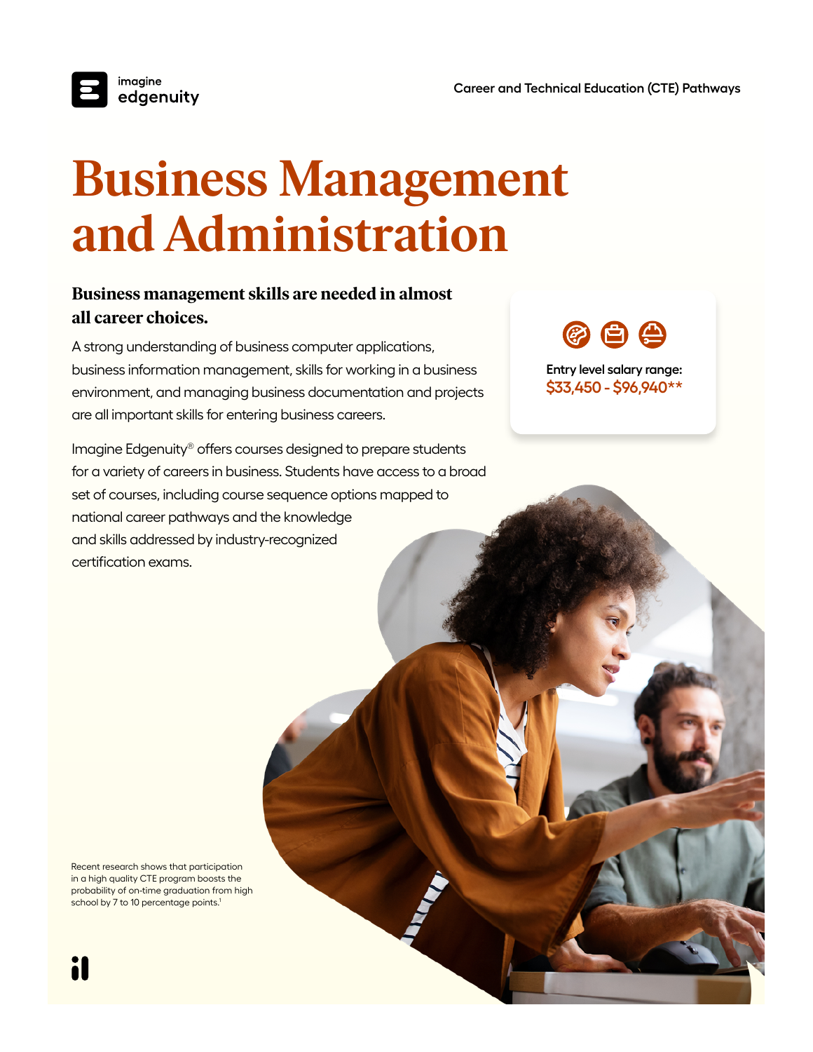# Business Management and Administration

**Business management skills are needed in almost all career choices.**

A strong understanding of business computer applications, business information management, skills for working in a business environment, and managing business documentation and projects are all important skills for entering business careers.

Imagine Edgenuity® offers courses designed to prepare students for a variety of careers in business. Students have access to a broad set of courses, including course sequence options mapped to national career pathways and the knowledge and skills addressed by industry-recognized certification exams.

Entry level salary range:
**$33,450 - $96,940****

Recent research shows that participation in a high quality CTE program boosts the probability of on-time graduation from high school by 7 to 10 percentage points.[1]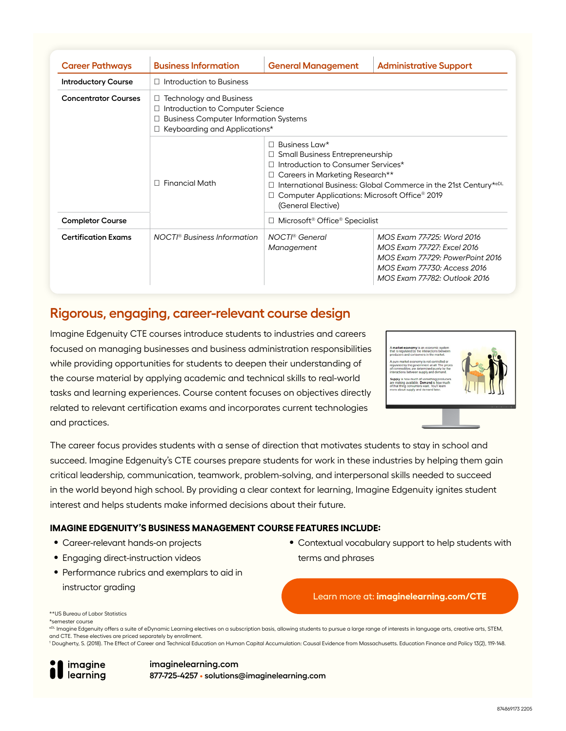| Career Pathways | Business Information | General Management | Administrative Support |
|---|---|---|---|
| Introductory Course | ☐ Introduction to Business | | |
| Concentrator Courses | ☐ Technology and Business<br>☐ Introduction to Computer Science<br>☐ Business Computer Information Systems<br>☐ Keyboarding and Applications* | | |
| | ☐ Financial Math | ☐ Business Law*<br>☐ Small Business Entrepreneurship<br>☐ Introduction to Consumer Services*<br>☐ Careers in Marketing Research**<br>☐ International Business: Global Commerce in the 21st Century*eDL<br>☐ Computer Applications: Microsoft Office® 2019 (General Elective) | |
| Completor Course | | ☐ Microsoft® Office® Specialist | |
| Certification Exams | *NOCTI® Business Information* | *NOCTI® General Management* | *MOS Exam 77-725: Word 2016*<br>*MOS Exam 77-727: Excel 2016*<br>*MOS Exam 77-729: PowerPoint 2016*<br>*MOS Exam 77-730: Access 2016*<br>*MOS Exam 77-782: Outlook 2016* |

## Rigorous, engaging, career-relevant course design

Imagine Edgenuity CTE courses introduce students to industries and careers focused on managing businesses and business administration responsibilities while providing opportunities for students to deepen their understanding of the course material by applying academic and technical skills to real-world tasks and learning experiences. Course content focuses on objectives directly related to relevant certification exams and incorporates current technologies and practices.

The career focus provides students with a sense of direction that motivates students to stay in school and succeed. Imagine Edgenuity's CTE courses prepare students for work in these industries by helping them gain critical leadership, communication, teamwork, problem-solving, and interpersonal skills needed to succeed in the world beyond high school. By providing a clear context for learning, Imagine Edgenuity ignites student interest and helps students make informed decisions about their future.

### IMAGINE EDGENUITY'S BUSINESS MANAGEMENT COURSE FEATURES INCLUDE:

- Career-relevant hands-on projects
- Engaging direct-instruction videos
- Performance rubrics and exemplars to aid in instructor grading
- Contextual vocabulary support to help students with terms and phrases

Learn more at: **imaginelearning.com/CTE**

**US Bureau of Labor Statistics
*semester course
eDL Imagine Edgenuity offers a suite of eDynamic Learning electives on a subscription basis, allowing students to pursue a large range of interests in language arts, creative arts, STEM, and CTE. These electives are priced separately by enrollment.
[1] Dougherty, S. (2018). The Effect of Career and Technical Education on Human Capital Accumulation: Causal Evidence from Massachusetts. Education Finance and Policy 13(2), 119-148.

imagine learning

**imaginelearning.com**
**877-725-4257 • solutions@imaginelearning.com**

874869173 2205